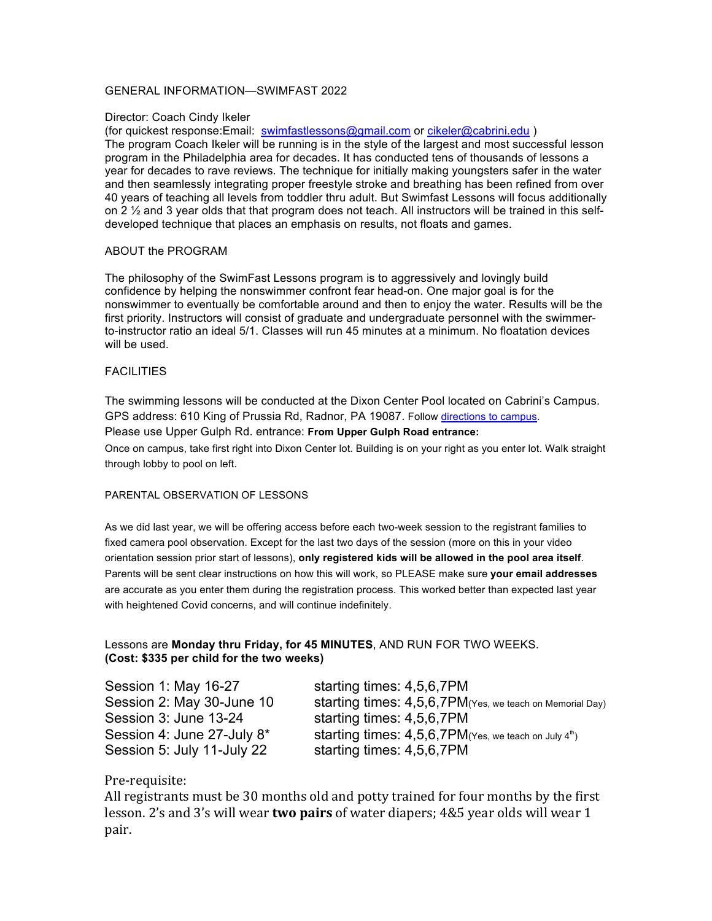GENERAL INFORMATION—SWIMFAST 2022

Director: Coach Cindy Ikeler
(for quickest response:Email: swimfastlessons@gmail.com or cikeler@cabrini.edu )
The program Coach Ikeler will be running is in the style of the largest and most successful lesson program in the Philadelphia area for decades. It has conducted tens of thousands of lessons a year for decades to rave reviews. The technique for initially making youngsters safer in the water and then seamlessly integrating proper freestyle stroke and breathing has been refined from over 40 years of teaching all levels from toddler thru adult. But Swimfast Lessons will focus additionally on 2 ½ and 3 year olds that that program does not teach. All instructors will be trained in this self-developed technique that places an emphasis on results, not floats and games.

ABOUT the PROGRAM

The philosophy of the SwimFast Lessons program is to aggressively and lovingly build confidence by helping the nonswimmer confront fear head-on. One major goal is for the nonswimmer to eventually be comfortable around and then to enjoy the water. Results will be the first priority. Instructors will consist of graduate and undergraduate personnel with the swimmer-to-instructor ratio an ideal 5/1. Classes will run 45 minutes at a minimum. No floatation devices will be used.

FACILITIES

The swimming lessons will be conducted at the Dixon Center Pool located on Cabrini's Campus. GPS address: 610 King of Prussia Rd, Radnor, PA 19087. Follow directions to campus.
Please use Upper Gulph Rd. entrance: **From Upper Gulph Road entrance:**
Once on campus, take first right into Dixon Center lot. Building is on your right as you enter lot. Walk straight through lobby to pool on left.

PARENTAL OBSERVATION OF LESSONS

As we did last year, we will be offering access before each two-week session to the registrant families to fixed camera pool observation. Except for the last two days of the session (more on this in your video orientation session prior start of lessons), **only registered kids will be allowed in the pool area itself**. Parents will be sent clear instructions on how this will work, so PLEASE make sure **your email addresses** are accurate as you enter them during the registration process. This worked better than expected last year with heightened Covid concerns, and will continue indefinitely.

Lessons are **Monday thru Friday, for 45 MINUTES**, AND RUN FOR TWO WEEKS.
**(Cost: $335 per child for the two weeks)**

| | |
|---|---|
| Session 1: May 16-27 | starting times: 4,5,6,7PM |
| Session 2: May 30-June 10 | starting times: 4,5,6,7PM (Yes, we teach on Memorial Day) |
| Session 3: June 13-24 | starting times: 4,5,6,7PM |
| Session 4: June 27-July 8* | starting times: 4,5,6,7PM (Yes, we teach on July 4th) |
| Session 5: July 11-July 22 | starting times: 4,5,6,7PM |

Pre-requisite:
All registrants must be 30 months old and potty trained for four months by the first lesson. 2's and 3's will wear **two pairs** of water diapers; 4&5 year olds will wear 1 pair.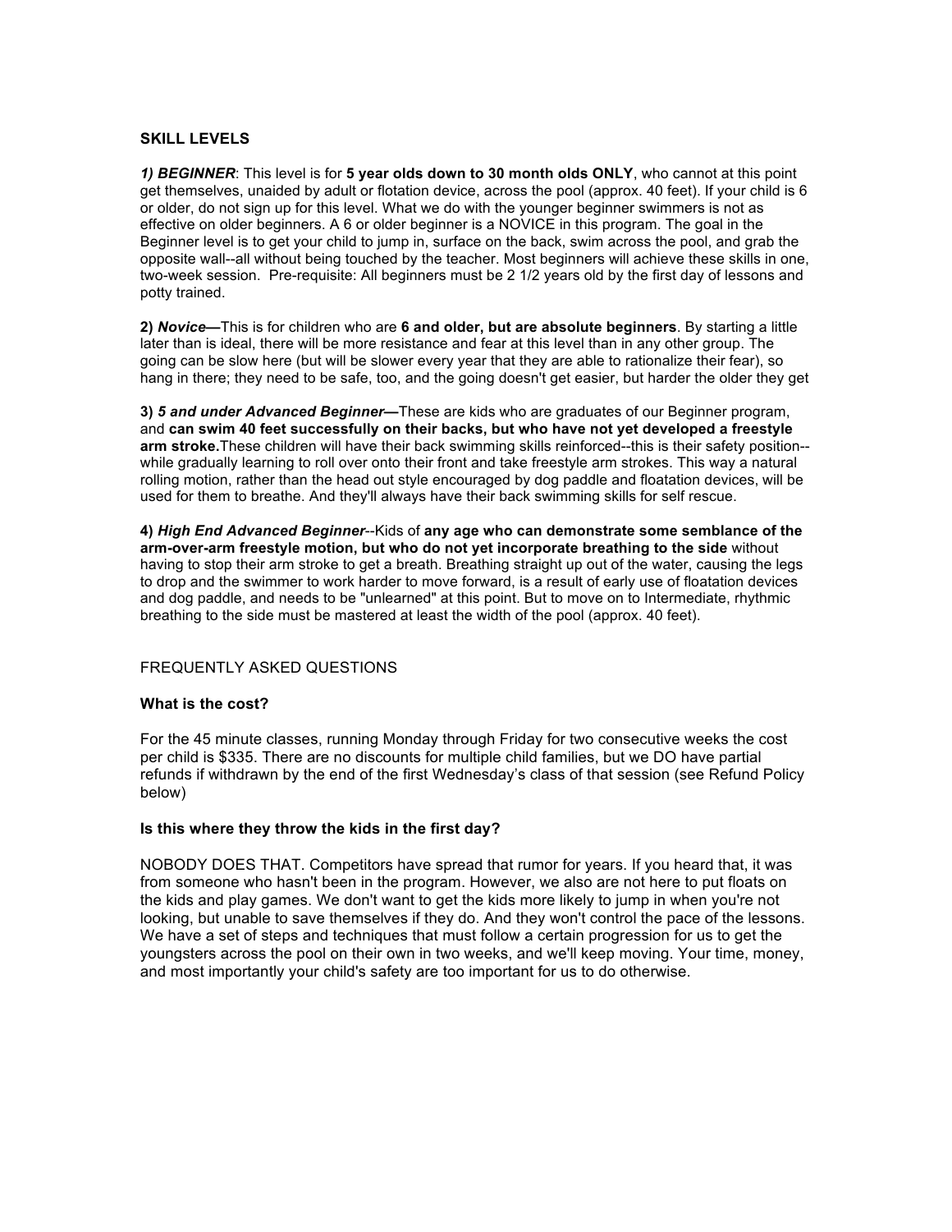## SKILL LEVELS

***1) BEGINNER***: This level is for **5 year olds down to 30 month olds ONLY**, who cannot at this point get themselves, unaided by adult or flotation device, across the pool (approx. 40 feet). If your child is 6 or older, do not sign up for this level. What we do with the younger beginner swimmers is not as effective on older beginners. A 6 or older beginner is a NOVICE in this program. The goal in the Beginner level is to get your child to jump in, surface on the back, swim across the pool, and grab the opposite wall--all without being touched by the teacher. Most beginners will achieve these skills in one, two-week session. Pre-requisite: All beginners must be 2 1/2 years old by the first day of lessons and potty trained.

**2) *Novice*—**This is for children who are **6 and older, but are absolute beginners**. By starting a little later than is ideal, there will be more resistance and fear at this level than in any other group. The going can be slow here (but will be slower every year that they are able to rationalize their fear), so hang in there; they need to be safe, too, and the going doesn't get easier, but harder the older they get

**3) *5 and under Advanced Beginner*—**These are kids who are graduates of our Beginner program, and **can swim 40 feet successfully on their backs, but who have not yet developed a freestyle arm stroke.** These children will have their back swimming skills reinforced--this is their safety position--while gradually learning to roll over onto their front and take freestyle arm strokes. This way a natural rolling motion, rather than the head out style encouraged by dog paddle and floatation devices, will be used for them to breathe. And they'll always have their back swimming skills for self rescue.

**4) *High End Advanced Beginner***--Kids of **any age who can demonstrate some semblance of the arm-over-arm freestyle motion, but who do not yet incorporate breathing to the side** without having to stop their arm stroke to get a breath. Breathing straight up out of the water, causing the legs to drop and the swimmer to work harder to move forward, is a result of early use of floatation devices and dog paddle, and needs to be "unlearned" at this point. But to move on to Intermediate, rhythmic breathing to the side must be mastered at least the width of the pool (approx. 40 feet).

## FREQUENTLY ASKED QUESTIONS

### What is the cost?

For the 45 minute classes, running Monday through Friday for two consecutive weeks the cost per child is $335. There are no discounts for multiple child families, but we DO have partial refunds if withdrawn by the end of the first Wednesday's class of that session (see Refund Policy below)

### Is this where they throw the kids in the first day?

NOBODY DOES THAT. Competitors have spread that rumor for years. If you heard that, it was from someone who hasn't been in the program. However, we also are not here to put floats on the kids and play games. We don't want to get the kids more likely to jump in when you're not looking, but unable to save themselves if they do. And they won't control the pace of the lessons. We have a set of steps and techniques that must follow a certain progression for us to get the youngsters across the pool on their own in two weeks, and we'll keep moving. Your time, money, and most importantly your child's safety are too important for us to do otherwise.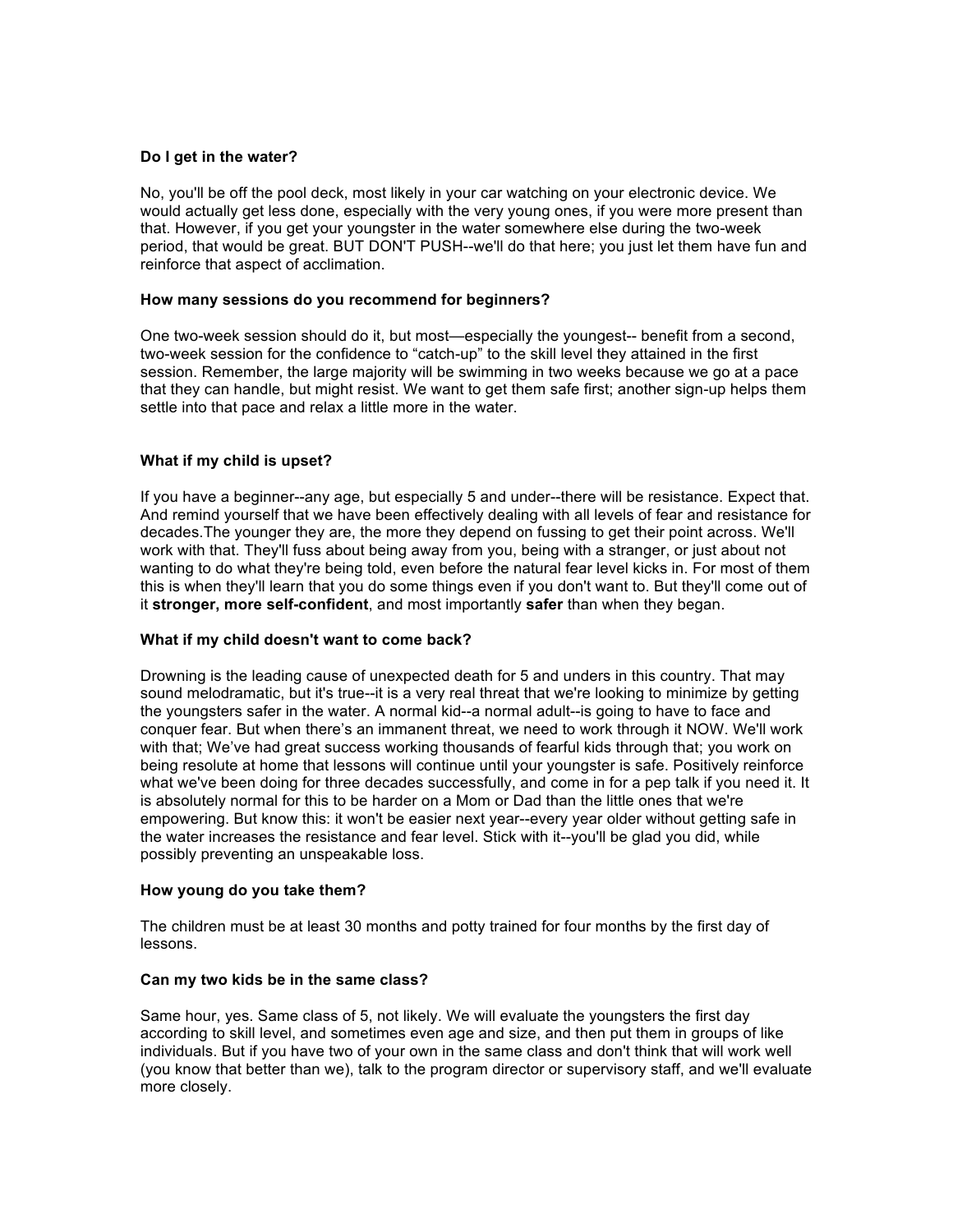**Do I get in the water?**

No, you'll be off the pool deck, most likely in your car watching on your electronic device. We would actually get less done, especially with the very young ones, if you were more present than that. However, if you get your youngster in the water somewhere else during the two-week period, that would be great. BUT DON'T PUSH--we'll do that here; you just let them have fun and reinforce that aspect of acclimation.

**How many sessions do you recommend for beginners?**

One two-week session should do it, but most—especially the youngest-- benefit from a second, two-week session for the confidence to "catch-up" to the skill level they attained in the first session. Remember, the large majority will be swimming in two weeks because we go at a pace that they can handle, but might resist. We want to get them safe first; another sign-up helps them settle into that pace and relax a little more in the water.

**What if my child is upset?**

If you have a beginner--any age, but especially 5 and under--there will be resistance. Expect that. And remind yourself that we have been effectively dealing with all levels of fear and resistance for decades.The younger they are, the more they depend on fussing to get their point across. We'll work with that. They'll fuss about being away from you, being with a stranger, or just about not wanting to do what they're being told, even before the natural fear level kicks in. For most of them this is when they'll learn that you do some things even if you don't want to. But they'll come out of it **stronger, more self-confident**, and most importantly **safer** than when they began.

**What if my child doesn't want to come back?**

Drowning is the leading cause of unexpected death for 5 and unders in this country. That may sound melodramatic, but it's true--it is a very real threat that we're looking to minimize by getting the youngsters safer in the water. A normal kid--a normal adult--is going to have to face and conquer fear. But when there's an immanent threat, we need to work through it NOW. We'll work with that; We've had great success working thousands of fearful kids through that; you work on being resolute at home that lessons will continue until your youngster is safe. Positively reinforce what we've been doing for three decades successfully, and come in for a pep talk if you need it. It is absolutely normal for this to be harder on a Mom or Dad than the little ones that we're empowering. But know this: it won't be easier next year--every year older without getting safe in the water increases the resistance and fear level. Stick with it--you'll be glad you did, while possibly preventing an unspeakable loss.

**How young do you take them?**

The children must be at least 30 months and potty trained for four months by the first day of lessons.

**Can my two kids be in the same class?**

Same hour, yes. Same class of 5, not likely. We will evaluate the youngsters the first day according to skill level, and sometimes even age and size, and then put them in groups of like individuals. But if you have two of your own in the same class and don't think that will work well (you know that better than we), talk to the program director or supervisory staff, and we'll evaluate more closely.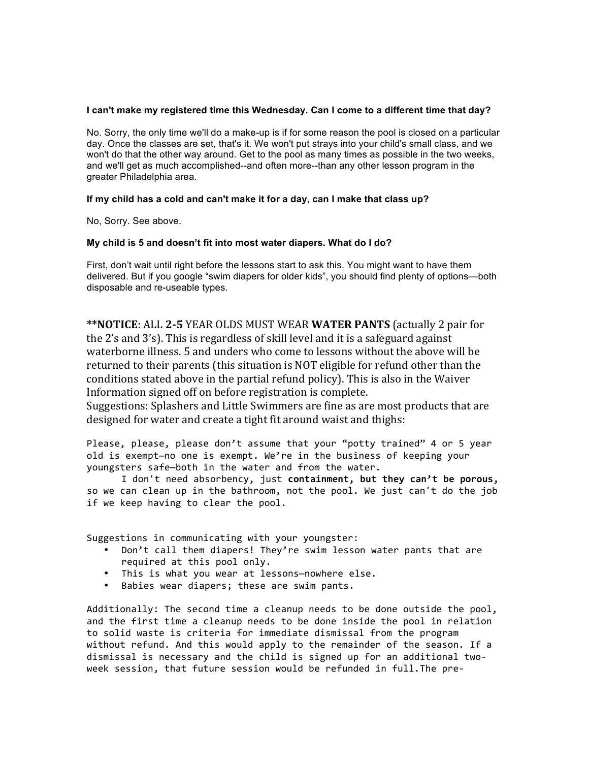**I can't make my registered time this Wednesday. Can I come to a different time that day?**

No. Sorry, the only time we'll do a make-up is if for some reason the pool is closed on a particular day. Once the classes are set, that's it. We won't put strays into your child's small class, and we won't do that the other way around. Get to the pool as many times as possible in the two weeks, and we'll get as much accomplished--and often more--than any other lesson program in the greater Philadelphia area.

**If my child has a cold and can't make it for a day, can I make that class up?**

No, Sorry. See above.

**My child is 5 and doesn't fit into most water diapers. What do I do?**

First, don't wait until right before the lessons start to ask this. You might want to have them delivered. But if you google "swim diapers for older kids", you should find plenty of options—both disposable and re-useable types.

**\*\*NOTICE**: ALL **2-5** YEAR OLDS MUST WEAR **WATER PANTS** (actually 2 pair for the 2's and 3's). This is regardless of skill level and it is a safeguard against waterborne illness. 5 and unders who come to lessons without the above will be returned to their parents (this situation is NOT eligible for refund other than the conditions stated above in the partial refund policy). This is also in the Waiver Information signed off on before registration is complete.
Suggestions: Splashers and Little Swimmers are fine as are most products that are designed for water and create a tight fit around waist and thighs:

Please, please, please don't assume that your "potty trained" 4 or 5 year old is exempt—no one is exempt. We're in the business of keeping your youngsters safe—both in the water and from the water.

I don't need absorbency, just **containment, but they can't be porous,** so we can clean up in the bathroom, not the pool. We just can't do the job if we keep having to clear the pool.

Suggestions in communicating with your youngster:

- Don't call them diapers! They're swim lesson water pants that are required at this pool only.
- This is what you wear at lessons—nowhere else.
- Babies wear diapers; these are swim pants.

Additionally: The second time a cleanup needs to be done outside the pool, and the first time a cleanup needs to be done inside the pool in relation to solid waste is criteria for immediate dismissal from the program without refund. And this would apply to the remainder of the season. If a dismissal is necessary and the child is signed up for an additional two-week session, that future session would be refunded in full.The pre-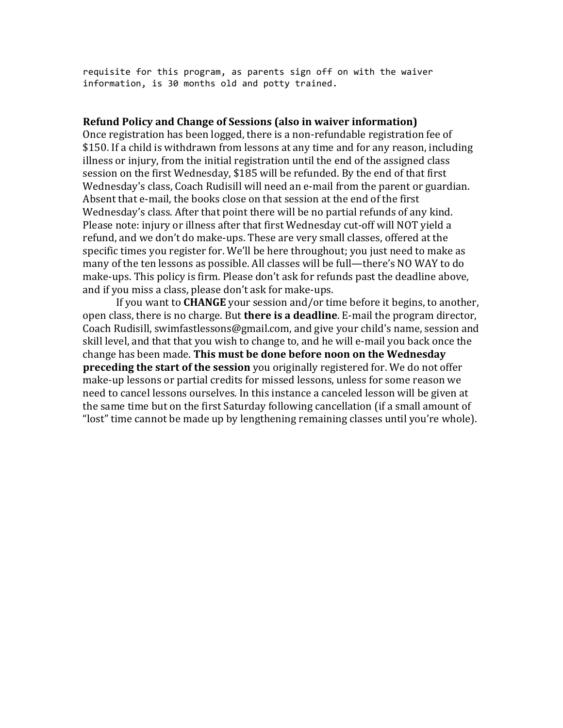requisite for this program, as parents sign off on with the waiver information, is 30 months old and potty trained.

**Refund Policy and Change of Sessions (also in waiver information)**

Once registration has been logged, there is a non-refundable registration fee of $150. If a child is withdrawn from lessons at any time and for any reason, including illness or injury, from the initial registration until the end of the assigned class session on the first Wednesday, $185 will be refunded. By the end of that first Wednesday's class, Coach Rudisill will need an e-mail from the parent or guardian. Absent that e-mail, the books close on that session at the end of the first Wednesday's class. After that point there will be no partial refunds of any kind. Please note: injury or illness after that first Wednesday cut-off will NOT yield a refund, and we don't do make-ups. These are very small classes, offered at the specific times you register for. We'll be here throughout; you just need to make as many of the ten lessons as possible. All classes will be full—there's NO WAY to do make-ups. This policy is firm. Please don't ask for refunds past the deadline above, and if you miss a class, please don't ask for make-ups.

If you want to **CHANGE** your session and/or time before it begins, to another, open class, there is no charge. But **there is a deadline**. E-mail the program director, Coach Rudisill, swimfastlessons@gmail.com, and give your child's name, session and skill level, and that that you wish to change to, and he will e-mail you back once the change has been made. **This must be done before noon on the Wednesday preceding the start of the session** you originally registered for. We do not offer make-up lessons or partial credits for missed lessons, unless for some reason we need to cancel lessons ourselves. In this instance a canceled lesson will be given at the same time but on the first Saturday following cancellation (if a small amount of "lost" time cannot be made up by lengthening remaining classes until you're whole).